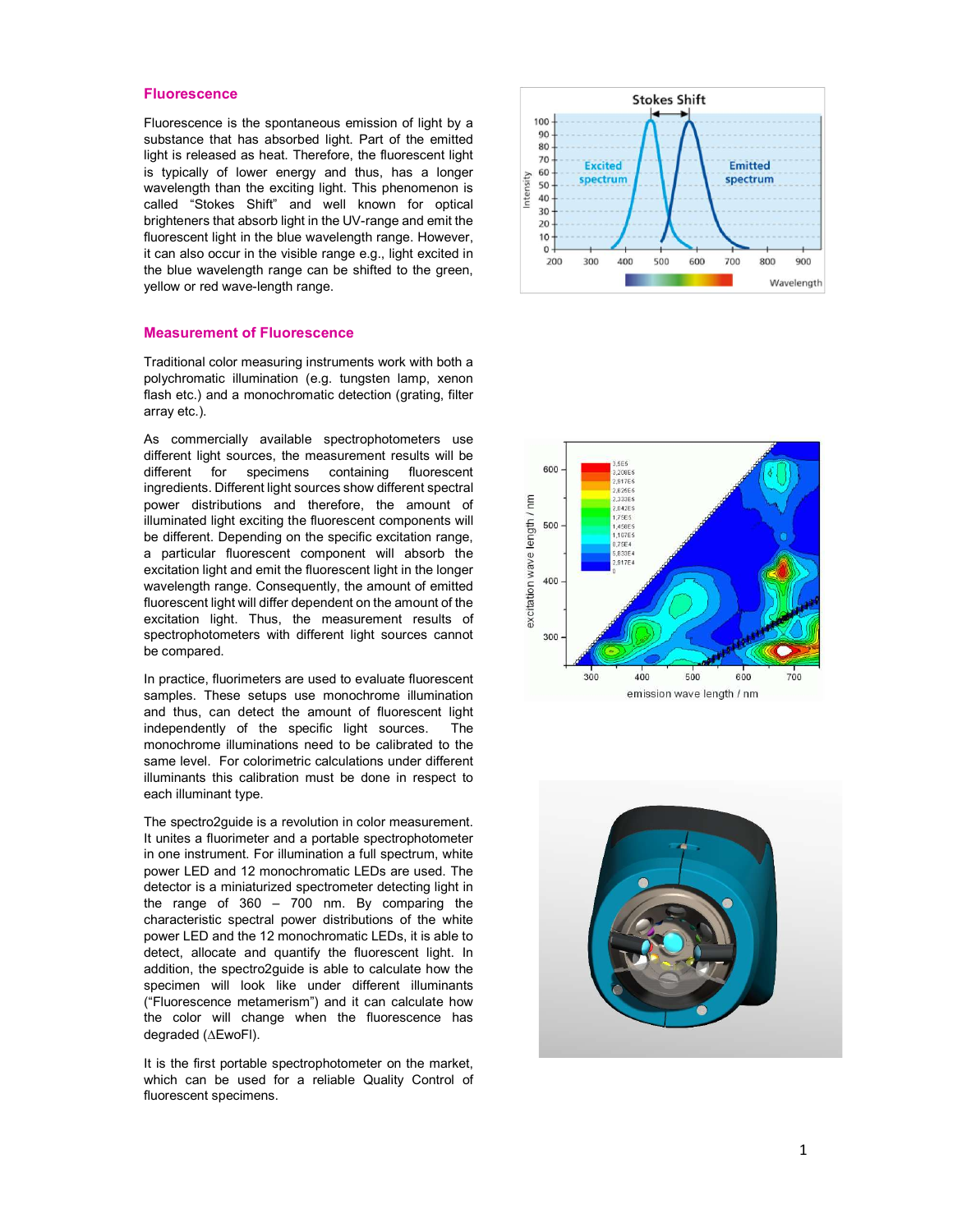## Fluorescence

Fluorescence is the spontaneous emission of light by a substance that has absorbed light. Part of the emitted light is released as heat. Therefore, the fluorescent light is typically of lower energy and thus, has a longer wavelength than the exciting light. This phenomenon is called "Stokes Shift" and well known for optical brighteners that absorb light in the UV-range and emit the fluorescent light in the blue wavelength range. However, it can also occur in the visible range e.g., light excited in the blue wavelength range can be shifted to the green, yellow or red wave-length range.

## Measurement of Fluorescence

Traditional color measuring instruments work with both a polychromatic illumination (e.g. tungsten lamp, xenon flash etc.) and a monochromatic detection (grating, filter array etc.).

As commercially available spectrophotometers use different light sources, the measurement results will be different for specimens containing fluorescent ingredients. Different light sources show different spectral power distributions and therefore, the amount of illuminated light exciting the fluorescent components will be different. Depending on the specific excitation range, a particular fluorescent component will absorb the excitation light and emit the fluorescent light in the longer wavelength range. Consequently, the amount of emitted fluorescent light will differ dependent on the amount of the excitation light. Thus, the measurement results of spectrophotometers with different light sources cannot be compared.

In practice, fluorimeters are used to evaluate fluorescent samples. These setups use monochrome illumination and thus, can detect the amount of fluorescent light independently of the specific light sources. The monochrome illuminations need to be calibrated to the same level. For colorimetric calculations under different illuminants this calibration must be done in respect to each illuminant type.

The spectro2guide is a revolution in color measurement. It unites a fluorimeter and a portable spectrophotometer in one instrument. For illumination a full spectrum, white power LED and 12 monochromatic LEDs are used. The detector is a miniaturized spectrometer detecting light in the range of 360 – 700 nm. By comparing the characteristic spectral power distributions of the white power LED and the 12 monochromatic LEDs, it is able to detect, allocate and quantify the fluorescent light. In addition, the spectro2guide is able to calculate how the specimen will look like under different illuminants ("Fluorescence metamerism") and it can calculate how the color will change when the fluorescence has degraded (ΔEwoFl).

It is the first portable spectrophotometer on the market, which can be used for a reliable Quality Control of fluorescent specimens.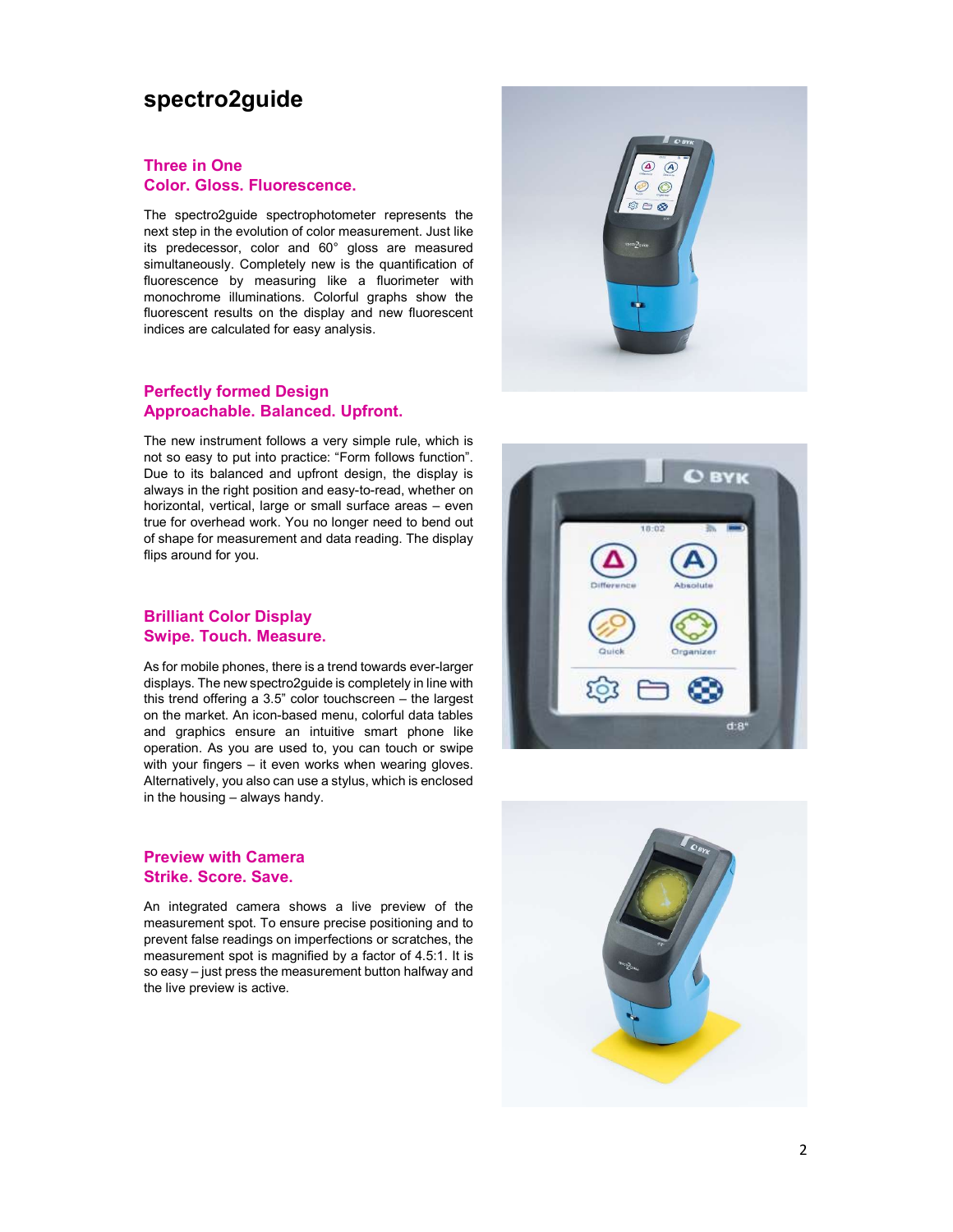# spectro2guide

## Three in One
## Color. Gloss. Fluorescence.

The spectro2guide spectrophotometer represents the next step in the evolution of color measurement. Just like its predecessor, color and 60° gloss are measured simultaneously. Completely new is the quantification of fluorescence by measuring like a fluorimeter with monochrome illuminations. Colorful graphs show the fluorescent results on the display and new fluorescent indices are calculated for easy analysis.

## Perfectly formed Design
## Approachable. Balanced. Upfront.

The new instrument follows a very simple rule, which is not so easy to put into practice: "Form follows function". Due to its balanced and upfront design, the display is always in the right position and easy-to-read, whether on horizontal, vertical, large or small surface areas – even true for overhead work. You no longer need to bend out of shape for measurement and data reading. The display flips around for you.

## Brilliant Color Display
## Swipe. Touch. Measure.

As for mobile phones, there is a trend towards ever-larger displays. The new spectro2guide is completely in line with this trend offering a 3.5" color touchscreen – the largest on the market. An icon-based menu, colorful data tables and graphics ensure an intuitive smart phone like operation. As you are used to, you can touch or swipe with your fingers – it even works when wearing gloves. Alternatively, you also can use a stylus, which is enclosed in the housing – always handy.

## Preview with Camera
## Strike. Score. Save.

An integrated camera shows a live preview of the measurement spot. To ensure precise positioning and to prevent false readings on imperfections or scratches, the measurement spot is magnified by a factor of 4.5:1. It is so easy – just press the measurement button halfway and the live preview is active.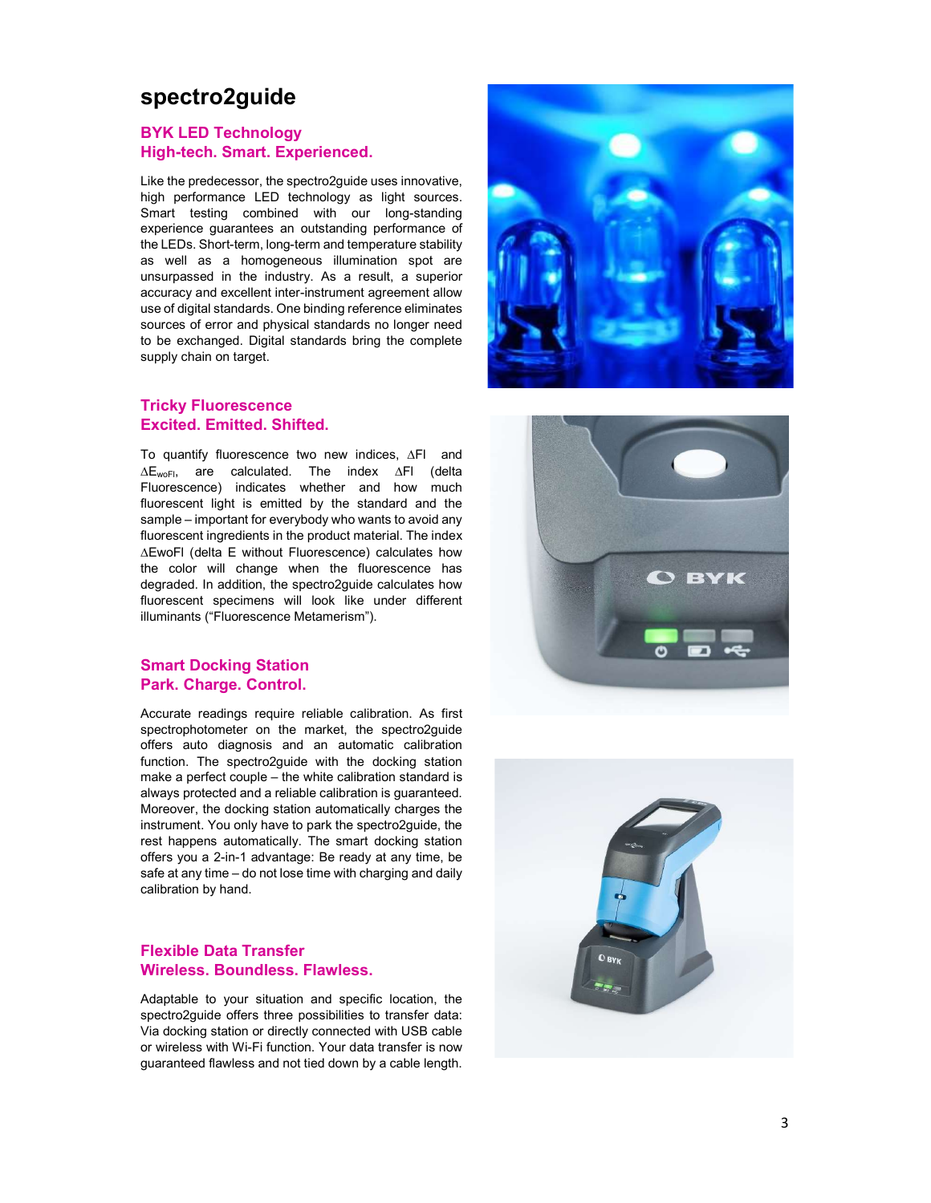# spectro2guide

## BYK LED Technology
## High-tech. Smart. Experienced.

Like the predecessor, the spectro2guide uses innovative, high performance LED technology as light sources. Smart testing combined with our long-standing experience guarantees an outstanding performance of the LEDs. Short-term, long-term and temperature stability as well as a homogeneous illumination spot are unsurpassed in the industry. As a result, a superior accuracy and excellent inter-instrument agreement allow use of digital standards. One binding reference eliminates sources of error and physical standards no longer need to be exchanged. Digital standards bring the complete supply chain on target.

## Tricky Fluorescence
## Excited. Emitted. Shifted.

To quantify fluorescence two new indices, $\Delta$Fl and $\Delta E_{woFl}$, are calculated. The index $\Delta$Fl (delta Fluorescence) indicates whether and how much fluorescent light is emitted by the standard and the sample – important for everybody who wants to avoid any fluorescent ingredients in the product material. The index $\Delta$EwoFl (delta E without Fluorescence) calculates how the color will change when the fluorescence has degraded. In addition, the spectro2guide calculates how fluorescent specimens will look like under different illuminants ("Fluorescence Metamerism").

## Smart Docking Station
## Park. Charge. Control.

Accurate readings require reliable calibration. As first spectrophotometer on the market, the spectro2guide offers auto diagnosis and an automatic calibration function. The spectro2guide with the docking station make a perfect couple – the white calibration standard is always protected and a reliable calibration is guaranteed. Moreover, the docking station automatically charges the instrument. You only have to park the spectro2guide, the rest happens automatically. The smart docking station offers you a 2-in-1 advantage: Be ready at any time, be safe at any time – do not lose time with charging and daily calibration by hand.

## Flexible Data Transfer
## Wireless. Boundless. Flawless.

Adaptable to your situation and specific location, the spectro2guide offers three possibilities to transfer data: Via docking station or directly connected with USB cable or wireless with Wi-Fi function. Your data transfer is now guaranteed flawless and not tied down by a cable length.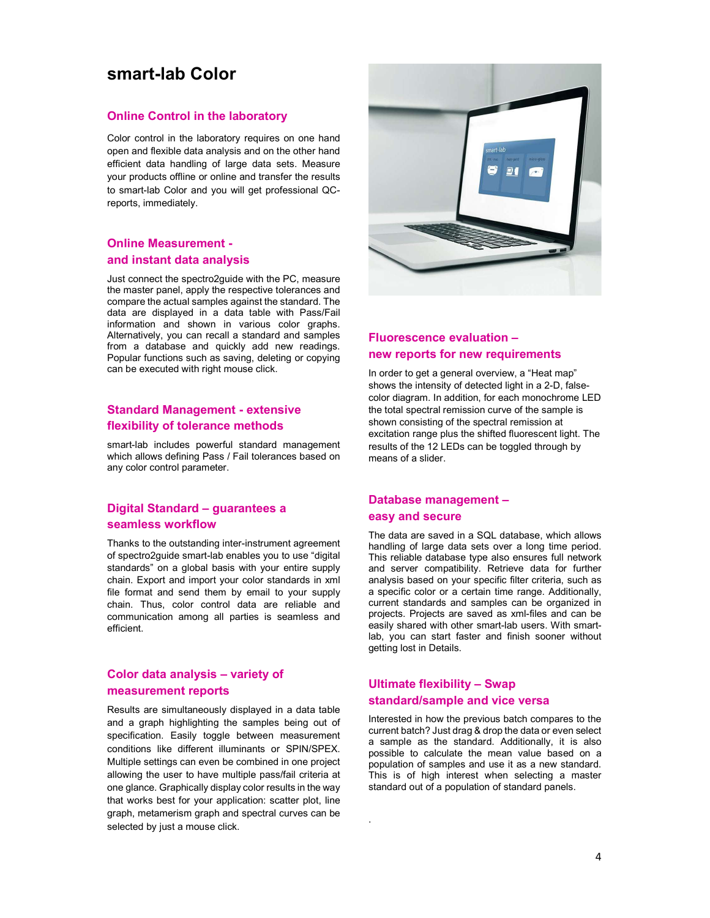# smart-lab Color

## Online Control in the laboratory

Color control in the laboratory requires on one hand open and flexible data analysis and on the other hand efficient data handling of large data sets. Measure your products offline or online and transfer the results to smart-lab Color and you will get professional QC-reports, immediately.

## Online Measurement - and instant data analysis

Just connect the spectro2guide with the PC, measure the master panel, apply the respective tolerances and compare the actual samples against the standard. The data are displayed in a data table with Pass/Fail information and shown in various color graphs. Alternatively, you can recall a standard and samples from a database and quickly add new readings. Popular functions such as saving, deleting or copying can be executed with right mouse click.

## Standard Management - extensive flexibility of tolerance methods

smart-lab includes powerful standard management which allows defining Pass / Fail tolerances based on any color control parameter.

## Digital Standard – guarantees a seamless workflow

Thanks to the outstanding inter-instrument agreement of spectro2guide smart-lab enables you to use "digital standards" on a global basis with your entire supply chain. Export and import your color standards in xml file format and send them by email to your supply chain. Thus, color control data are reliable and communication among all parties is seamless and efficient.

## Color data analysis – variety of measurement reports

Results are simultaneously displayed in a data table and a graph highlighting the samples being out of specification. Easily toggle between measurement conditions like different illuminants or SPIN/SPEX. Multiple settings can even be combined in one project allowing the user to have multiple pass/fail criteria at one glance. Graphically display color results in the way that works best for your application: scatter plot, line graph, metamerism graph and spectral curves can be selected by just a mouse click.

## Fluorescence evaluation – new reports for new requirements

In order to get a general overview, a "Heat map" shows the intensity of detected light in a 2-D, false-color diagram. In addition, for each monochrome LED the total spectral remission curve of the sample is shown consisting of the spectral remission at excitation range plus the shifted fluorescent light. The results of the 12 LEDs can be toggled through by means of a slider.

## Database management – easy and secure

The data are saved in a SQL database, which allows handling of large data sets over a long time period. This reliable database type also ensures full network and server compatibility. Retrieve data for further analysis based on your specific filter criteria, such as a specific color or a certain time range. Additionally, current standards and samples can be organized in projects. Projects are saved as xml-files and can be easily shared with other smart-lab users. With smart-lab, you can start faster and finish sooner without getting lost in Details.

## Ultimate flexibility – Swap standard/sample and vice versa

Interested in how the previous batch compares to the current batch? Just drag & drop the data or even select a sample as the standard. Additionally, it is also possible to calculate the mean value based on a population of samples and use it as a new standard. This is of high interest when selecting a master standard out of a population of standard panels.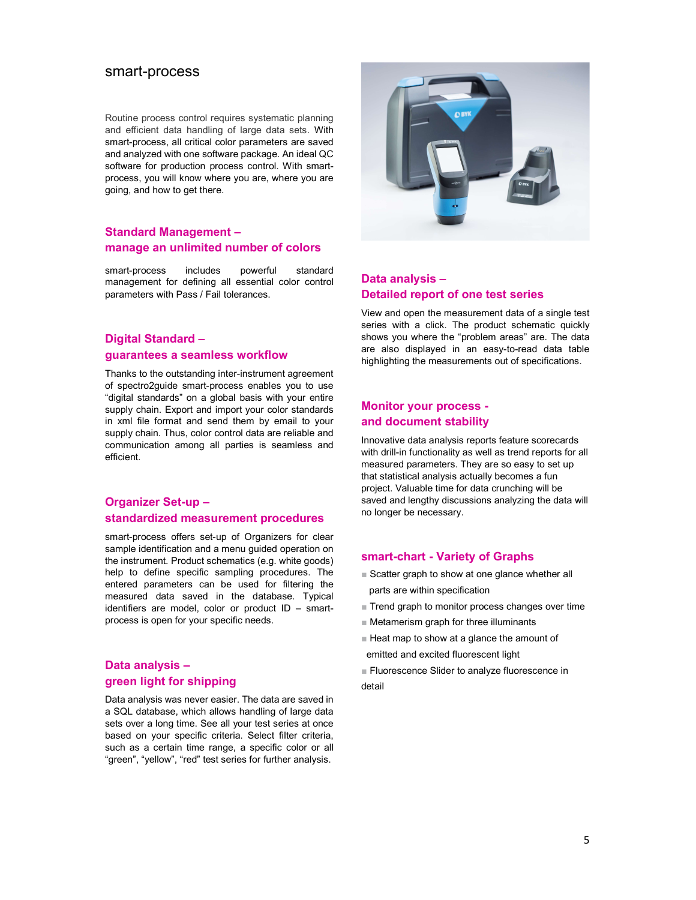# smart-process

Routine process control requires systematic planning and efficient data handling of large data sets. With smart-process, all critical color parameters are saved and analyzed with one software package. An ideal QC software for production process control. With smart-process, you will know where you are, where you are going, and how to get there.

## Standard Management – manage an unlimited number of colors

smart-process includes powerful standard management for defining all essential color control parameters with Pass / Fail tolerances.

## Digital Standard – guarantees a seamless workflow

Thanks to the outstanding inter-instrument agreement of spectro2guide smart-process enables you to use "digital standards" on a global basis with your entire supply chain. Export and import your color standards in xml file format and send them by email to your supply chain. Thus, color control data are reliable and communication among all parties is seamless and efficient.

## Organizer Set-up – standardized measurement procedures

smart-process offers set-up of Organizers for clear sample identification and a menu guided operation on the instrument. Product schematics (e.g. white goods) help to define specific sampling procedures. The entered parameters can be used for filtering the measured data saved in the database. Typical identifiers are model, color or product ID – smart-process is open for your specific needs.

## Data analysis – green light for shipping

Data analysis was never easier. The data are saved in a SQL database, which allows handling of large data sets over a long time. See all your test series at once based on your specific criteria. Select filter criteria, such as a certain time range, a specific color or all "green", "yellow", "red" test series for further analysis.

## Data analysis – Detailed report of one test series

View and open the measurement data of a single test series with a click. The product schematic quickly shows you where the "problem areas" are. The data are also displayed in an easy-to-read data table highlighting the measurements out of specifications.

## Monitor your process - and document stability

Innovative data analysis reports feature scorecards with drill-in functionality as well as trend reports for all measured parameters. They are so easy to set up that statistical analysis actually becomes a fun project. Valuable time for data crunching will be saved and lengthy discussions analyzing the data will no longer be necessary.

## smart-chart - Variety of Graphs

- Scatter graph to show at one glance whether all parts are within specification
- Trend graph to monitor process changes over time
- Metamerism graph for three illuminants
- Heat map to show at a glance the amount of emitted and excited fluorescent light
- Fluorescence Slider to analyze fluorescence in detail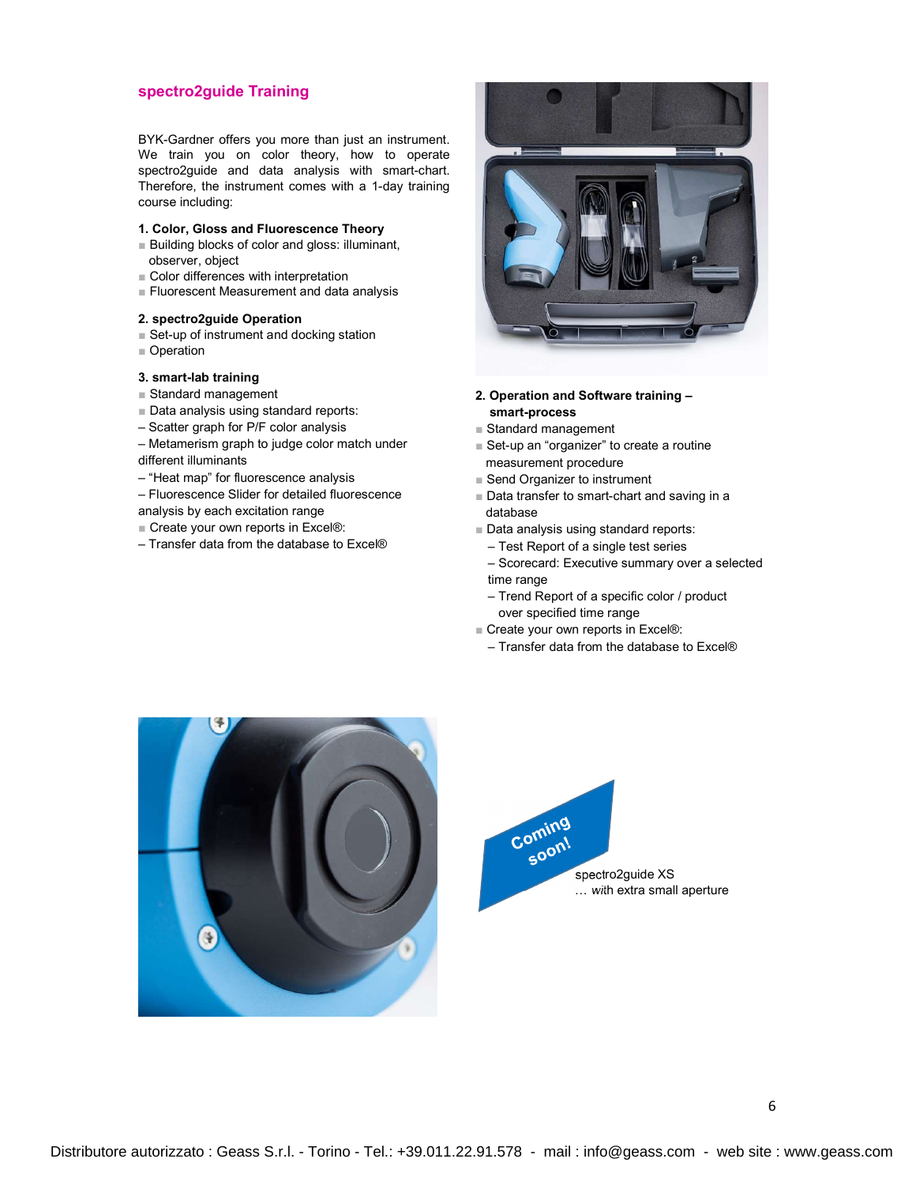## spectro2guide Training

BYK-Gardner offers you more than just an instrument. We train you on color theory, how to operate spectro2guide and data analysis with smart-chart. Therefore, the instrument comes with a 1-day training course including:

**1. Color, Gloss and Fluorescence Theory**

- Building blocks of color and gloss: illuminant, observer, object
- Color differences with interpretation
- Fluorescent Measurement and data analysis

**2. spectro2guide Operation**

- Set-up of instrument and docking station
- Operation

**3. smart-lab training**

- Standard management
- Data analysis using standard reports:
  – Scatter graph for P/F color analysis
  – Metamerism graph to judge color match under different illuminants
  – “Heat map” for fluorescence analysis
  – Fluorescence Slider for detailed fluorescence analysis by each excitation range
- Create your own reports in Excel®:
  – Transfer data from the database to Excel®

**2. Operation and Software training – smart-process**

- Standard management
- Set-up an “organizer” to create a routine measurement procedure
- Send Organizer to instrument
- Data transfer to smart-chart and saving in a database
- Data analysis using standard reports:
  – Test Report of a single test series
  – Scorecard: Executive summary over a selected time range
  – Trend Report of a specific color / product over specified time range
- Create your own reports in Excel®:
  – Transfer data from the database to Excel®

Coming soon!

spectro2guide XS
… with extra small aperture

Distributore autorizzato : Geass S.r.l. - Torino - Tel.: +39.011.22.91.578 - mail : info@geass.com - web site : www.geass.com